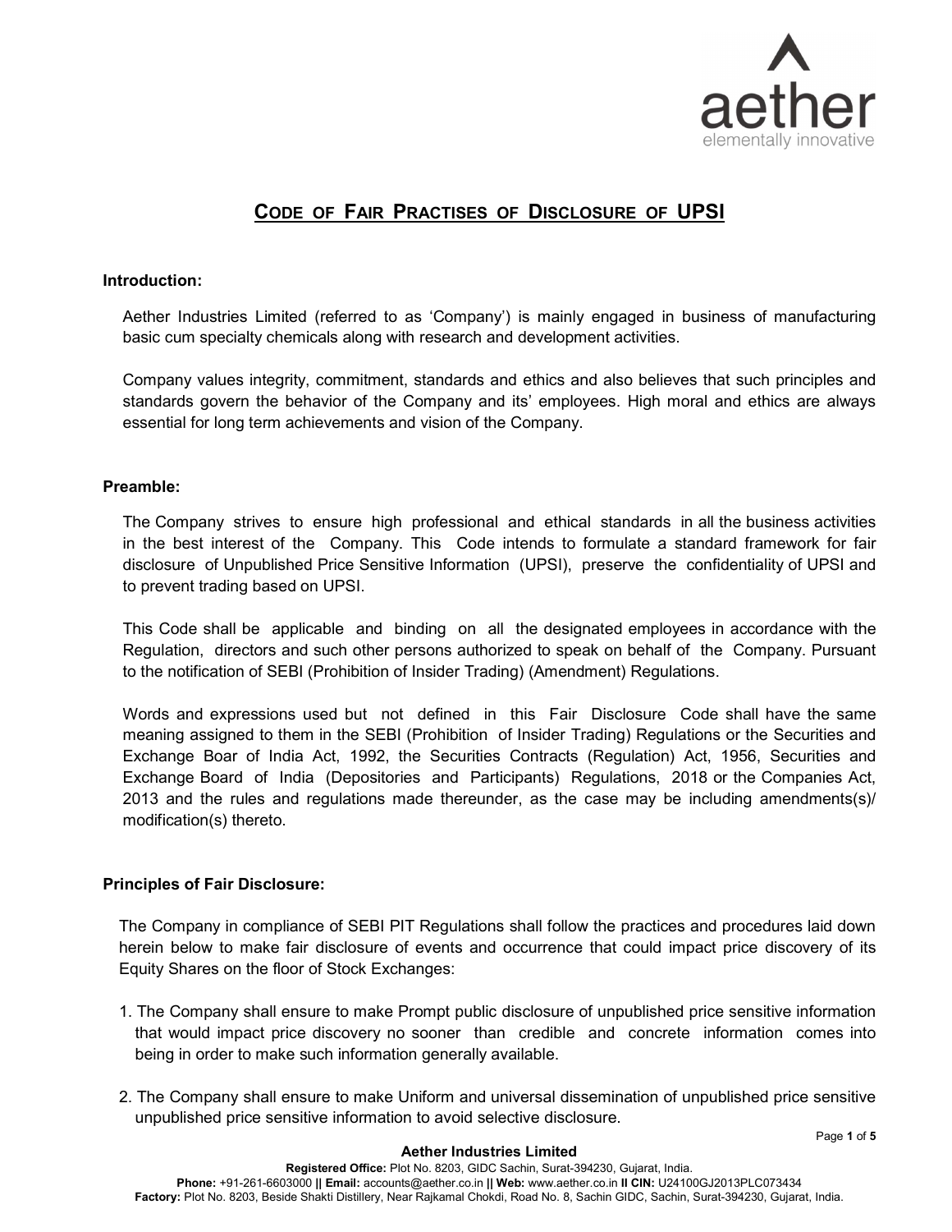# CODE OF FAIR PRACTISES OF DISCLOSURE OF UPSI

**Introduction:**

Aether Industries Limited (referred to as 'Company') is mainly engaged in business of manufacturing basic cum specialty chemicals along with research and development activities.

Company values integrity, commitment, standards and ethics and also believes that such principles and standards govern the behavior of the Company and its' employees. High moral and ethics are always essential for long term achievements and vision of the Company.

**Preamble:**

The Company strives to ensure high professional and ethical standards in all the business activities in the best interest of the Company. This Code intends to formulate a standard framework for fair disclosure of Unpublished Price Sensitive Information (UPSI), preserve the confidentiality of UPSI and to prevent trading based on UPSI.

This Code shall be applicable and binding on all the designated employees in accordance with the Regulation, directors and such other persons authorized to speak on behalf of the Company. Pursuant to the notification of SEBI (Prohibition of Insider Trading) (Amendment) Regulations.

Words and expressions used but not defined in this Fair Disclosure Code shall have the same meaning assigned to them in the SEBI (Prohibition of Insider Trading) Regulations or the Securities and Exchange Boar of India Act, 1992, the Securities Contracts (Regulation) Act, 1956, Securities and Exchange Board of India (Depositories and Participants) Regulations, 2018 or the Companies Act, 2013 and the rules and regulations made thereunder, as the case may be including amendments(s)/ modification(s) thereto.

**Principles of Fair Disclosure:**

The Company in compliance of SEBI PIT Regulations shall follow the practices and procedures laid down herein below to make fair disclosure of events and occurrence that could impact price discovery of its Equity Shares on the floor of Stock Exchanges:

1. The Company shall ensure to make Prompt public disclosure of unpublished price sensitive information that would impact price discovery no sooner than credible and concrete information comes into being in order to make such information generally available.

2. The Company shall ensure to make Uniform and universal dissemination of unpublished price sensitive unpublished price sensitive information to avoid selective disclosure.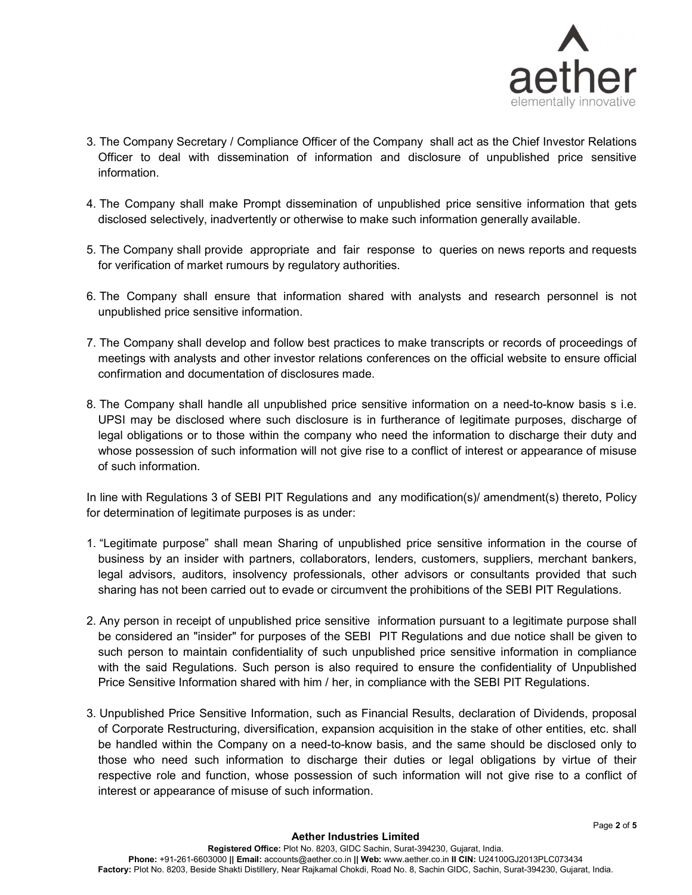3. The Company Secretary / Compliance Officer of the Company shall act as the Chief Investor Relations Officer to deal with dissemination of information and disclosure of unpublished price sensitive information.

4. The Company shall make Prompt dissemination of unpublished price sensitive information that gets disclosed selectively, inadvertently or otherwise to make such information generally available.

5. The Company shall provide appropriate and fair response to queries on news reports and requests for verification of market rumours by regulatory authorities.

6. The Company shall ensure that information shared with analysts and research personnel is not unpublished price sensitive information.

7. The Company shall develop and follow best practices to make transcripts or records of proceedings of meetings with analysts and other investor relations conferences on the official website to ensure official confirmation and documentation of disclosures made.

8. The Company shall handle all unpublished price sensitive information on a need-to-know basis s i.e. UPSI may be disclosed where such disclosure is in furtherance of legitimate purposes, discharge of legal obligations or to those within the company who need the information to discharge their duty and whose possession of such information will not give rise to a conflict of interest or appearance of misuse of such information.

In line with Regulations 3 of SEBI PIT Regulations and any modification(s)/ amendment(s) thereto, Policy for determination of legitimate purposes is as under:

1. "Legitimate purpose" shall mean Sharing of unpublished price sensitive information in the course of business by an insider with partners, collaborators, lenders, customers, suppliers, merchant bankers, legal advisors, auditors, insolvency professionals, other advisors or consultants provided that such sharing has not been carried out to evade or circumvent the prohibitions of the SEBI PIT Regulations.

2. Any person in receipt of unpublished price sensitive information pursuant to a legitimate purpose shall be considered an "insider" for purposes of the SEBI PIT Regulations and due notice shall be given to such person to maintain confidentiality of such unpublished price sensitive information in compliance with the said Regulations. Such person is also required to ensure the confidentiality of Unpublished Price Sensitive Information shared with him / her, in compliance with the SEBI PIT Regulations.

3. Unpublished Price Sensitive Information, such as Financial Results, declaration of Dividends, proposal of Corporate Restructuring, diversification, expansion acquisition in the stake of other entities, etc. shall be handled within the Company on a need-to-know basis, and the same should be disclosed only to those who need such information to discharge their duties or legal obligations by virtue of their respective role and function, whose possession of such information will not give rise to a conflict of interest or appearance of misuse of such information.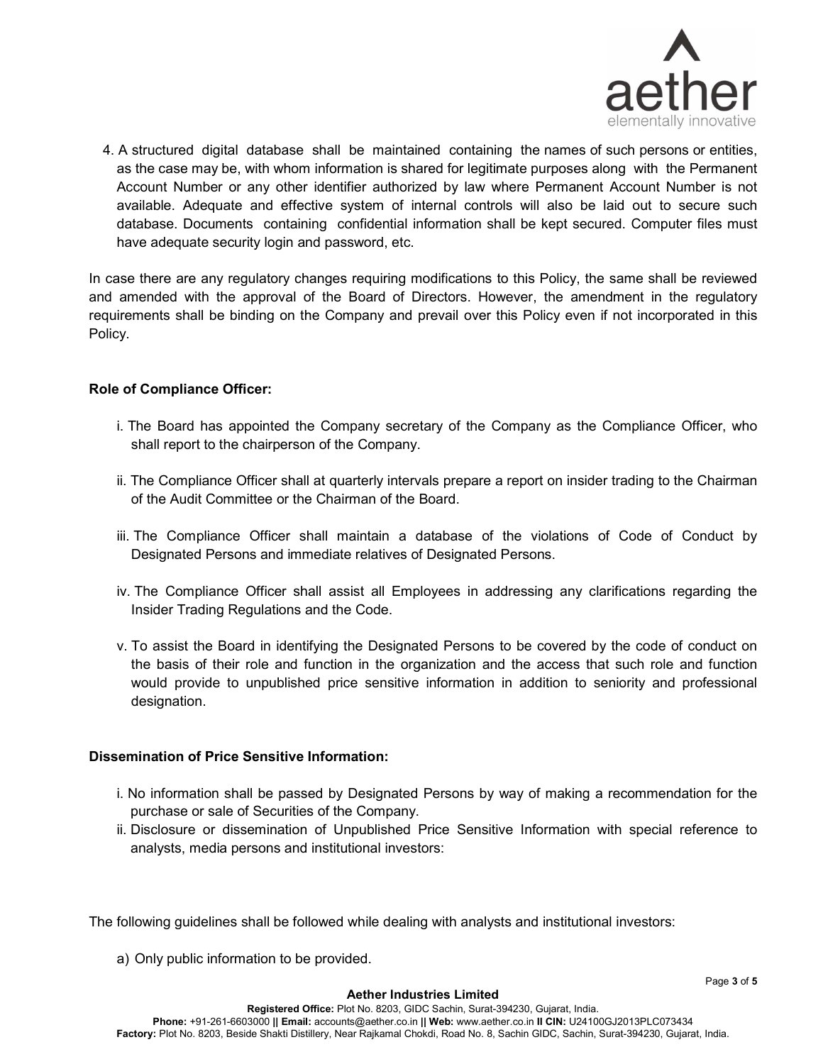4. A structured digital database shall be maintained containing the names of such persons or entities, as the case may be, with whom information is shared for legitimate purposes along with the Permanent Account Number or any other identifier authorized by law where Permanent Account Number is not available. Adequate and effective system of internal controls will also be laid out to secure such database. Documents containing confidential information shall be kept secured. Computer files must have adequate security login and password, etc.

In case there are any regulatory changes requiring modifications to this Policy, the same shall be reviewed and amended with the approval of the Board of Directors. However, the amendment in the regulatory requirements shall be binding on the Company and prevail over this Policy even if not incorporated in this Policy.

**Role of Compliance Officer:**

i. The Board has appointed the Company secretary of the Company as the Compliance Officer, who shall report to the chairperson of the Company.

ii. The Compliance Officer shall at quarterly intervals prepare a report on insider trading to the Chairman of the Audit Committee or the Chairman of the Board.

iii. The Compliance Officer shall maintain a database of the violations of Code of Conduct by Designated Persons and immediate relatives of Designated Persons.

iv. The Compliance Officer shall assist all Employees in addressing any clarifications regarding the Insider Trading Regulations and the Code.

v. To assist the Board in identifying the Designated Persons to be covered by the code of conduct on the basis of their role and function in the organization and the access that such role and function would provide to unpublished price sensitive information in addition to seniority and professional designation.

**Dissemination of Price Sensitive Information:**

i. No information shall be passed by Designated Persons by way of making a recommendation for the purchase or sale of Securities of the Company.
ii. Disclosure or dissemination of Unpublished Price Sensitive Information with special reference to analysts, media persons and institutional investors:

The following guidelines shall be followed while dealing with analysts and institutional investors:

a) Only public information to be provided.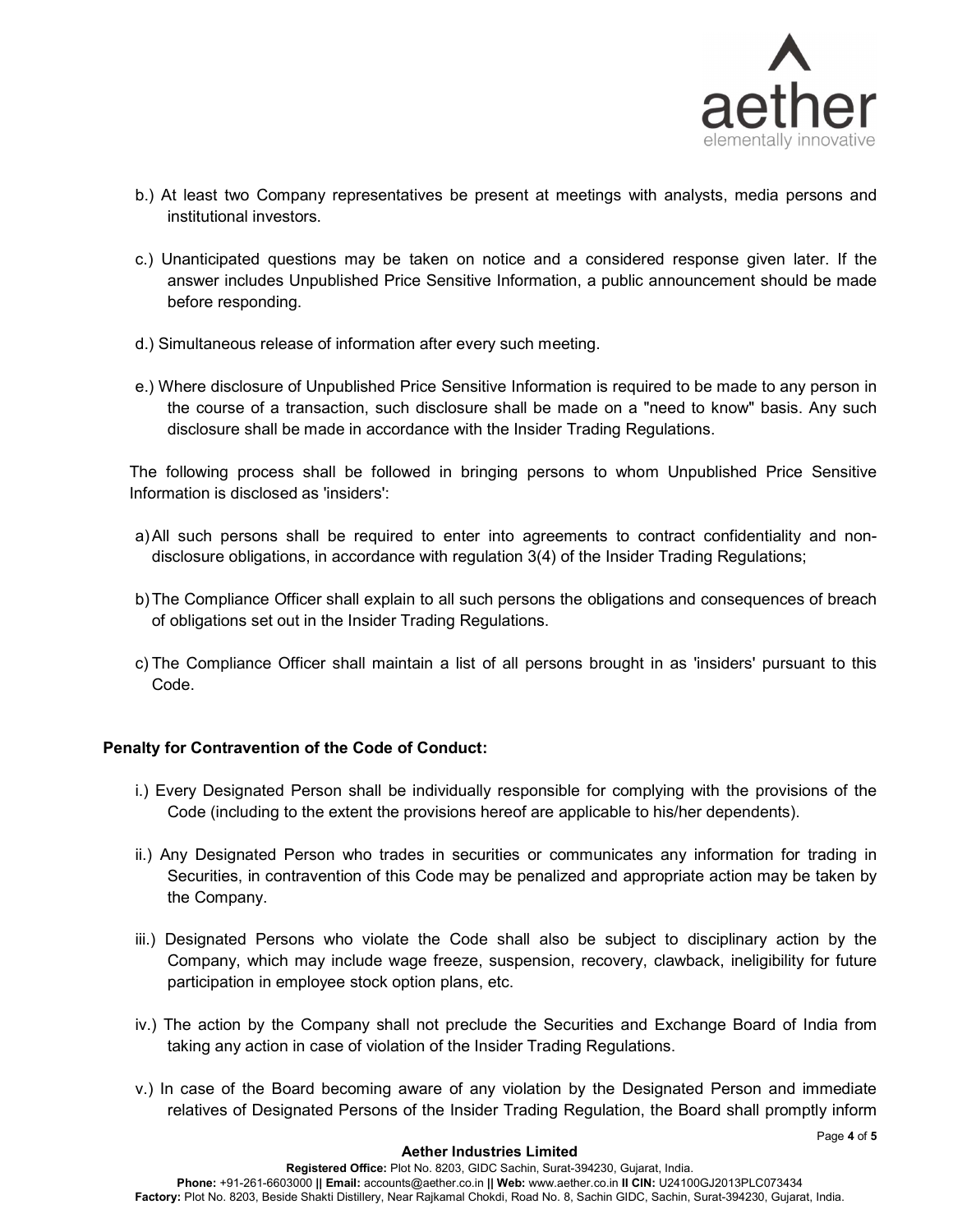b.) At least two Company representatives be present at meetings with analysts, media persons and institutional investors.

c.) Unanticipated questions may be taken on notice and a considered response given later. If the answer includes Unpublished Price Sensitive Information, a public announcement should be made before responding.

d.) Simultaneous release of information after every such meeting.

e.) Where disclosure of Unpublished Price Sensitive Information is required to be made to any person in the course of a transaction, such disclosure shall be made on a "need to know" basis. Any such disclosure shall be made in accordance with the Insider Trading Regulations.

The following process shall be followed in bringing persons to whom Unpublished Price Sensitive Information is disclosed as 'insiders':

a) All such persons shall be required to enter into agreements to contract confidentiality and non-disclosure obligations, in accordance with regulation 3(4) of the Insider Trading Regulations;

b) The Compliance Officer shall explain to all such persons the obligations and consequences of breach of obligations set out in the Insider Trading Regulations.

c) The Compliance Officer shall maintain a list of all persons brought in as 'insiders' pursuant to this Code.

**Penalty for Contravention of the Code of Conduct:**

i.) Every Designated Person shall be individually responsible for complying with the provisions of the Code (including to the extent the provisions hereof are applicable to his/her dependents).

ii.) Any Designated Person who trades in securities or communicates any information for trading in Securities, in contravention of this Code may be penalized and appropriate action may be taken by the Company.

iii.) Designated Persons who violate the Code shall also be subject to disciplinary action by the Company, which may include wage freeze, suspension, recovery, clawback, ineligibility for future participation in employee stock option plans, etc.

iv.) The action by the Company shall not preclude the Securities and Exchange Board of India from taking any action in case of violation of the Insider Trading Regulations.

v.) In case of the Board becoming aware of any violation by the Designated Person and immediate relatives of Designated Persons of the Insider Trading Regulation, the Board shall promptly inform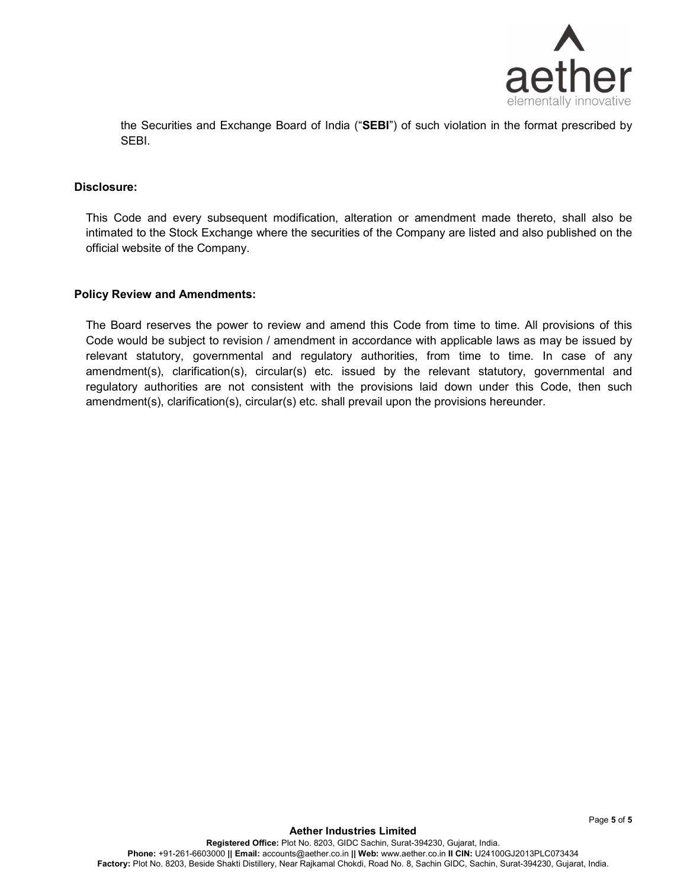the Securities and Exchange Board of India ("**SEBI**") of such violation in the format prescribed by SEBI.

**Disclosure:**

This Code and every subsequent modification, alteration or amendment made thereto, shall also be intimated to the Stock Exchange where the securities of the Company are listed and also published on the official website of the Company.

**Policy Review and Amendments:**

The Board reserves the power to review and amend this Code from time to time. All provisions of this Code would be subject to revision / amendment in accordance with applicable laws as may be issued by relevant statutory, governmental and regulatory authorities, from time to time. In case of any amendment(s), clarification(s), circular(s) etc. issued by the relevant statutory, governmental and regulatory authorities are not consistent with the provisions laid down under this Code, then such amendment(s), clarification(s), circular(s) etc. shall prevail upon the provisions hereunder.